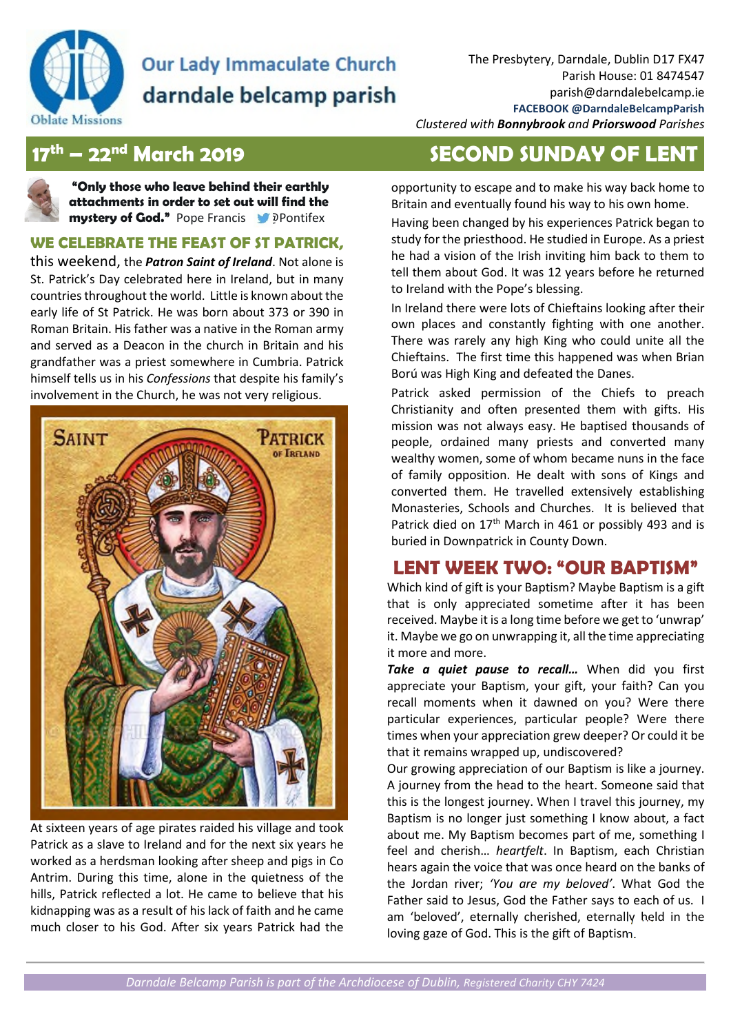# Our Lady Immaculate Church
## darndale belcamp parish

The Presbytery, Darndale, Dublin D17 FX47
Parish House: 01 8474547
parish@darndalebelcamp.ie
**FACEBOOK @DarndaleBelcampParish**
*Clustered with* ***Bonnybrook*** *and* ***Priorswood*** *Parishes*

## 17th – 22nd March 2019 — SECOND SUNDAY OF LENT

**"Only those who leave behind their earthly attachments in order to set out will find the mystery of God."** Pope Francis @Pontifex

### WE CELEBRATE THE FEAST OF ST PATRICK,

this weekend, the ***Patron Saint of Ireland***. Not alone is St. Patrick's Day celebrated here in Ireland, but in many countries throughout the world. Little is known about the early life of St Patrick. He was born about 373 or 390 in Roman Britain. His father was a native in the Roman army and served as a Deacon in the church in Britain and his grandfather was a priest somewhere in Cumbria. Patrick himself tells us in his *Confessions* that despite his family's involvement in the Church, he was not very religious.

At sixteen years of age pirates raided his village and took Patrick as a slave to Ireland and for the next six years he worked as a herdsman looking after sheep and pigs in Co Antrim. During this time, alone in the quietness of the hills, Patrick reflected a lot. He came to believe that his kidnapping was as a result of his lack of faith and he came much closer to his God. After six years Patrick had the opportunity to escape and to make his way back home to Britain and eventually found his way to his own home.

Having been changed by his experiences Patrick began to study for the priesthood. He studied in Europe. As a priest he had a vision of the Irish inviting him back to them to tell them about God. It was 12 years before he returned to Ireland with the Pope's blessing.

In Ireland there were lots of Chieftains looking after their own places and constantly fighting with one another. There was rarely any high King who could unite all the Chieftains. The first time this happened was when Brian Ború was High King and defeated the Danes.

Patrick asked permission of the Chiefs to preach Christianity and often presented them with gifts. His mission was not always easy. He baptised thousands of people, ordained many priests and converted many wealthy women, some of whom became nuns in the face of family opposition. He dealt with sons of Kings and converted them. He travelled extensively establishing Monasteries, Schools and Churches. It is believed that Patrick died on 17th March in 461 or possibly 493 and is buried in Downpatrick in County Down.

### LENT WEEK TWO: "OUR BAPTISM"

Which kind of gift is your Baptism? Maybe Baptism is a gift that is only appreciated sometime after it has been received. Maybe it is a long time before we get to 'unwrap' it. Maybe we go on unwrapping it, all the time appreciating it more and more.

***Take a quiet pause to recall…*** When did you first appreciate your Baptism, your gift, your faith? Can you recall moments when it dawned on you? Were there particular experiences, particular people? Were there times when your appreciation grew deeper? Or could it be that it remains wrapped up, undiscovered?

Our growing appreciation of our Baptism is like a journey. A journey from the head to the heart. Someone said that this is the longest journey. When I travel this journey, my Baptism is no longer just something I know about, a fact about me. My Baptism becomes part of me, something I feel and cherish… *heartfelt*. In Baptism, each Christian hears again the voice that was once heard on the banks of the Jordan river; *'You are my beloved'*. What God the Father said to Jesus, God the Father says to each of us. I am 'beloved', eternally cherished, eternally held in the loving gaze of God. This is the gift of Baptism.

*Darndale Belcamp Parish is part of the Archdiocese of Dublin, Registered Charity CHY 7424*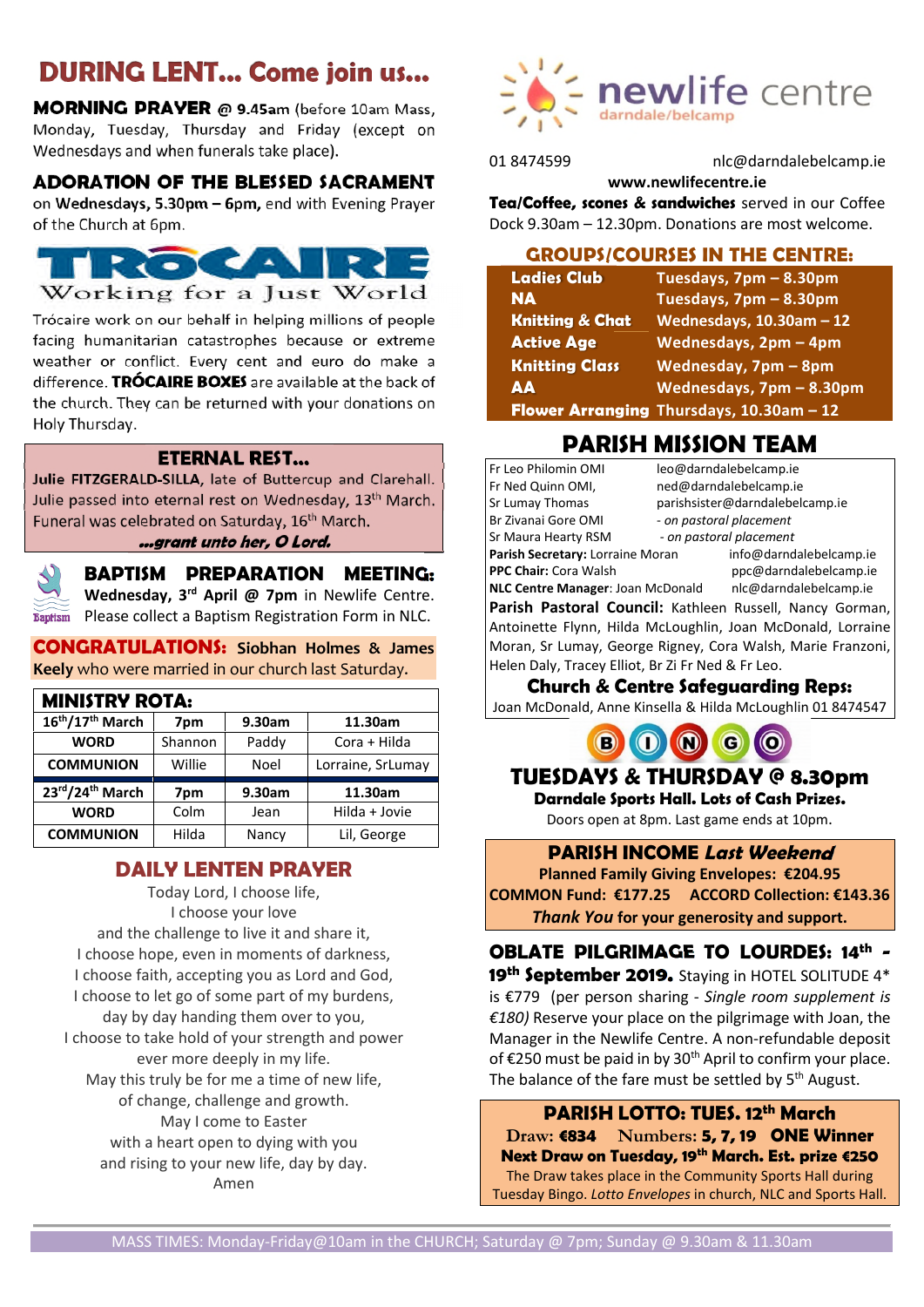# DURING LENT... Come join us...

**MORNING PRAYER @ 9.45am** (before 10am Mass, Monday, Tuesday, Thursday and Friday (except on Wednesdays and when funerals take place).

**ADORATION OF THE BLESSED SACRAMENT** on **Wednesdays, 5.30pm – 6pm**, end with Evening Prayer of the Church at 6pm.

## TRÓCAIRE
Working for a Just World

Trócaire work on our behalf in helping millions of people facing humanitarian catastrophes because or extreme weather or conflict. Every cent and euro do make a difference. **TRÓCAIRE BOXES** are available at the back of the church. They can be returned with your donations on Holy Thursday.

## ETERNAL REST...

**Julie FITZGERALD-SILLA**, late of Buttercup and Clarehall. Julie passed into eternal rest on Wednesday, 13th March. Funeral was celebrated on Saturday, 16th March.

***...grant unto her, O Lord.***

## BAPTISM PREPARATION MEETING:

**Wednesday, 3rd April @ 7pm** in Newlife Centre. Please collect a Baptism Registration Form in NLC.

**CONGRATULATIONS: Siobhan Holmes & James Keely** who were married in our church last Saturday.

## MINISTRY ROTA:

| 16th/17th March | 7pm | 9.30am | 11.30am |
|---|---|---|---|
| **WORD** | Shannon | Paddy | Cora + Hilda |
| **COMMUNION** | Willie | Noel | Lorraine, SrLumay |
| **23rd/24th March** | **7pm** | **9.30am** | **11.30am** |
| **WORD** | Colm | Jean | Hilda + Jovie |
| **COMMUNION** | Hilda | Nancy | Lil, George |

## DAILY LENTEN PRAYER

Today Lord, I choose life,
I choose your love
and the challenge to live it and share it,
I choose hope, even in moments of darkness,
I choose faith, accepting you as Lord and God,
I choose to let go of some part of my burdens,
day by day handing them over to you,
I choose to take hold of your strength and power
ever more deeply in my life.
May this truly be for me a time of new life,
of change, challenge and growth.
May I come to Easter
with a heart open to dying with you
and rising to your new life, day by day.
Amen

## newlife centre
darndale/belcamp

01 8474599 nlc@darndalebelcamp.ie
**www.newlifecentre.ie**

**Tea/Coffee, scones & sandwiches** served in our Coffee Dock 9.30am – 12.30pm. Donations are most welcome.

## GROUPS/COURSES IN THE CENTRE:

| | |
|---|---|
| **Ladies Club** | **Tuesdays, 7pm – 8.30pm** |
| **NA** | **Tuesdays, 7pm – 8.30pm** |
| **Knitting & Chat** | **Wednesdays, 10.30am – 12** |
| **Active Age** | **Wednesdays, 2pm – 4pm** |
| **Knitting Class** | **Wednesday, 7pm – 8pm** |
| **AA** | **Wednesdays, 7pm – 8.30pm** |
| **Flower Arranging** | **Thursdays, 10.30am – 12** |

## PARISH MISSION TEAM

| | |
|---|---|
| Fr Leo Philomin OMI | leo@darndalebelcamp.ie |
| Fr Ned Quinn OMI, | ned@darndalebelcamp.ie |
| Sr Lumay Thomas | parishsister@darndalebelcamp.ie |
| Br Zivanai Gore OMI | *- on pastoral placement* |
| Sr Maura Hearty RSM | *- on pastoral placement* |
| **Parish Secretary:** Lorraine Moran | info@darndalebelcamp.ie |
| **PPC Chair:** Cora Walsh | ppc@darndalebelcamp.ie |
| **NLC Centre Manager**: Joan McDonald | nlc@darndalebelcamp.ie |

**Parish Pastoral Council:** Kathleen Russell, Nancy Gorman, Antoinette Flynn, Hilda McLoughlin, Joan McDonald, Lorraine Moran, Sr Lumay, George Rigney, Cora Walsh, Marie Franzoni, Helen Daly, Tracey Elliot, Br Zi Fr Ned & Fr Leo.

**Church & Centre Safeguarding Reps:**
Joan McDonald, Anne Kinsella & Hilda McLoughlin 01 8474547

## BINGO
**TUESDAYS & THURSDAY @ 8.30pm**
**Darndale Sports Hall. Lots of Cash Prizes.**
Doors open at 8pm. Last game ends at 10pm.

## PARISH INCOME *Last Weekend*

**Planned Family Giving Envelopes: €204.95**
**COMMON Fund: €177.25 ACCORD Collection: €143.36**
***Thank You* for your generosity and support.**

**OBLATE PILGRIMAGE TO LOURDES: 14th - 19th September 2019.** Staying in HOTEL SOLITUDE 4* is €779 (per person sharing - *Single room supplement is €180)* Reserve your place on the pilgrimage with Joan, the Manager in the Newlife Centre. A non-refundable deposit of €250 must be paid in by 30th April to confirm your place. The balance of the fare must be settled by 5th August.

## PARISH LOTTO: TUES. 12th March

**Draw: €834 Numbers: 5, 7, 19 ONE Winner**
**Next Draw on Tuesday, 19th March. Est. prize €250**
The Draw takes place in the Community Sports Hall during Tuesday Bingo. *Lotto Envelopes* in church, NLC and Sports Hall.

MASS TIMES: Monday-Friday@10am in the CHURCH; Saturday @ 7pm; Sunday @ 9.30am & 11.30am